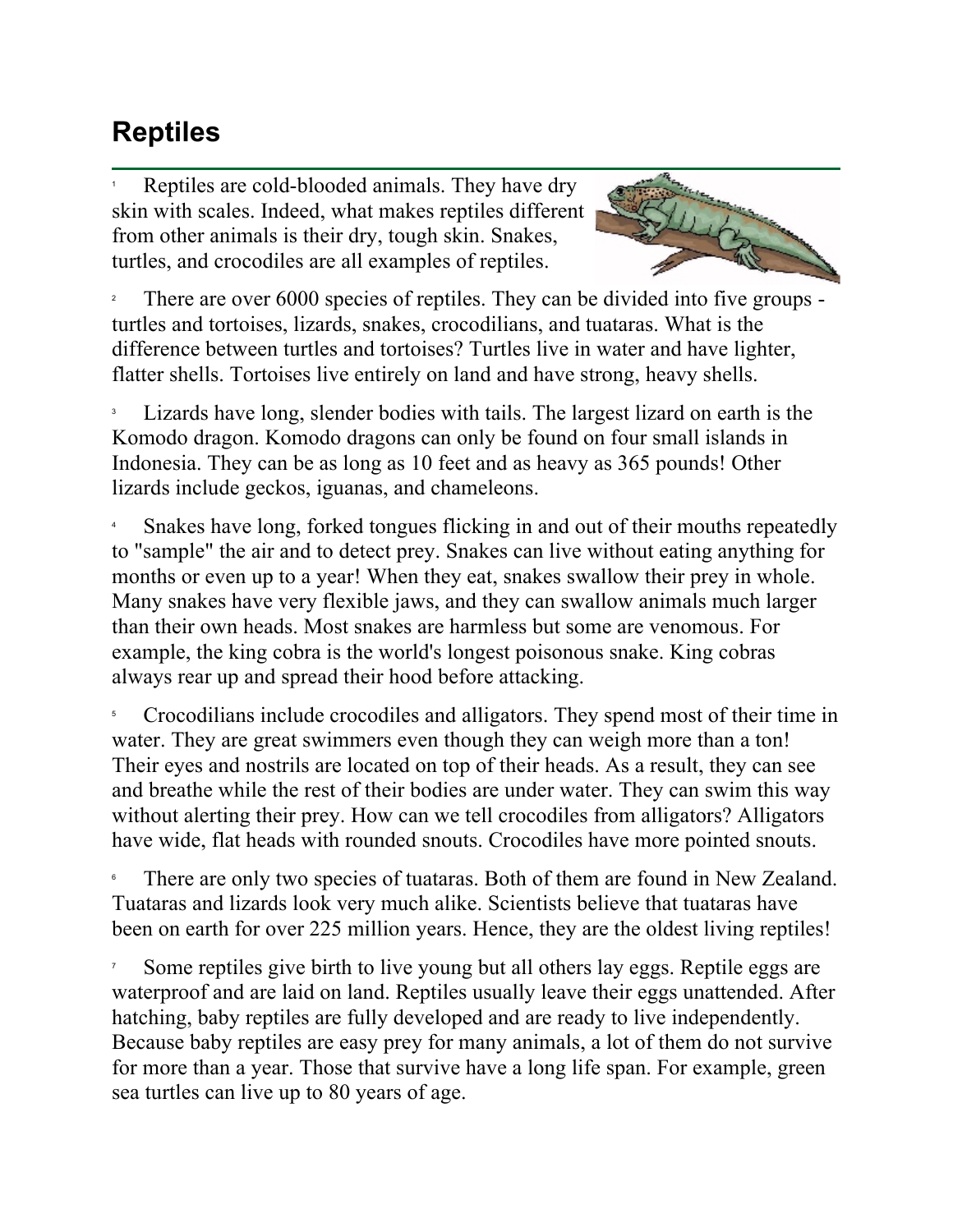# Reptiles

[1] Reptiles are cold-blooded animals. They have dry skin with scales. Indeed, what makes reptiles different from other animals is their dry, tough skin. Snakes, turtles, and crocodiles are all examples of reptiles.

[2] There are over 6000 species of reptiles. They can be divided into five groups - turtles and tortoises, lizards, snakes, crocodilians, and tuataras. What is the difference between turtles and tortoises? Turtles live in water and have lighter, flatter shells. Tortoises live entirely on land and have strong, heavy shells.

[3] Lizards have long, slender bodies with tails. The largest lizard on earth is the Komodo dragon. Komodo dragons can only be found on four small islands in Indonesia. They can be as long as 10 feet and as heavy as 365 pounds! Other lizards include geckos, iguanas, and chameleons.

[4] Snakes have long, forked tongues flicking in and out of their mouths repeatedly to "sample" the air and to detect prey. Snakes can live without eating anything for months or even up to a year! When they eat, snakes swallow their prey in whole. Many snakes have very flexible jaws, and they can swallow animals much larger than their own heads. Most snakes are harmless but some are venomous. For example, the king cobra is the world's longest poisonous snake. King cobras always rear up and spread their hood before attacking.

[5] Crocodilians include crocodiles and alligators. They spend most of their time in water. They are great swimmers even though they can weigh more than a ton! Their eyes and nostrils are located on top of their heads. As a result, they can see and breathe while the rest of their bodies are under water. They can swim this way without alerting their prey. How can we tell crocodiles from alligators? Alligators have wide, flat heads with rounded snouts. Crocodiles have more pointed snouts.

[6] There are only two species of tuataras. Both of them are found in New Zealand. Tuataras and lizards look very much alike. Scientists believe that tuataras have been on earth for over 225 million years. Hence, they are the oldest living reptiles!

[7] Some reptiles give birth to live young but all others lay eggs. Reptile eggs are waterproof and are laid on land. Reptiles usually leave their eggs unattended. After hatching, baby reptiles are fully developed and are ready to live independently. Because baby reptiles are easy prey for many animals, a lot of them do not survive for more than a year. Those that survive have a long life span. For example, green sea turtles can live up to 80 years of age.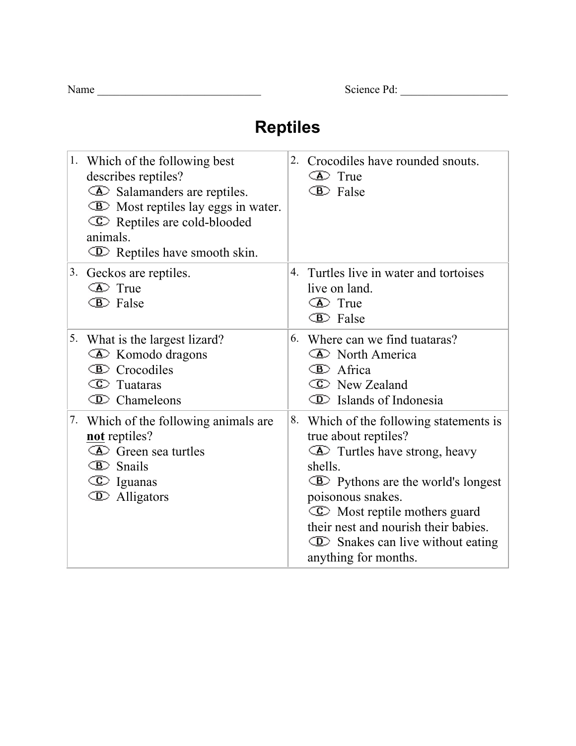Name ______________________________ Science Pd: ___________________

# Reptiles

1. Which of the following best describes reptiles?
   - (A) Salamanders are reptiles.
   - (B) Most reptiles lay eggs in water.
   - (C) Reptiles are cold-blooded animals.
   - (D) Reptiles have smooth skin.

2. Crocodiles have rounded snouts.
   - (A) True
   - (B) False

3. Geckos are reptiles.
   - (A) True
   - (B) False

4. Turtles live in water and tortoises live on land.
   - (A) True
   - (B) False

5. What is the largest lizard?
   - (A) Komodo dragons
   - (B) Crocodiles
   - (C) Tuataras
   - (D) Chameleons

6. Where can we find tuataras?
   - (A) North America
   - (B) Africa
   - (C) New Zealand
   - (D) Islands of Indonesia

7. Which of the following animals are **not** reptiles?
   - (A) Green sea turtles
   - (B) Snails
   - (C) Iguanas
   - (D) Alligators

8. Which of the following statements is true about reptiles?
   - (A) Turtles have strong, heavy shells.
   - (B) Pythons are the world's longest poisonous snakes.
   - (C) Most reptile mothers guard their nest and nourish their babies.
   - (D) Snakes can live without eating anything for months.